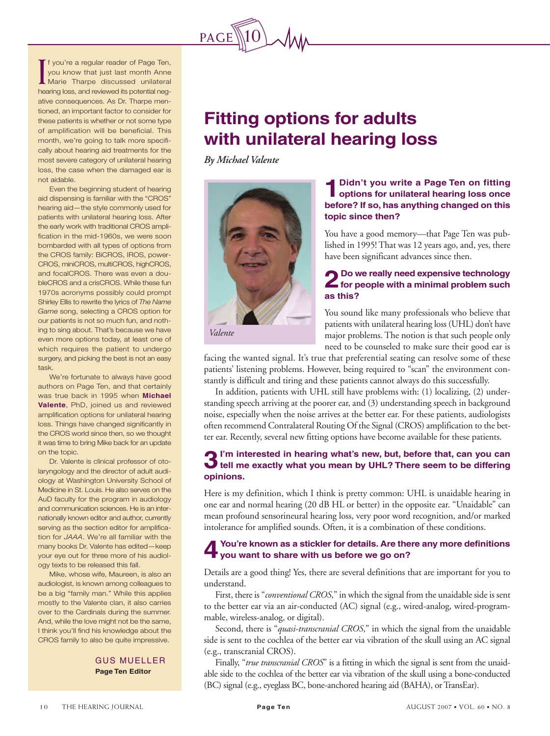# Fitting options for adults with unilateral hearing loss

*By Michael Valente*

If you're a regular reader of Page Ten, you know that just last month Anne Marie Tharpe discussed unilateral hearing loss, and reviewed its potential negative consequences. As Dr. Tharpe mentioned, an important factor to consider for these patients is whether or not some type of amplification will be beneficial. This month, we're going to talk more specifically about hearing aid treatments for the most severe category of unilateral hearing loss, the case when the damaged ear is not aidable.

Even the beginning student of hearing aid dispensing is familiar with the "CROS" hearing aid—the style commonly used for patients with unilateral hearing loss. After the early work with traditional CROS amplification in the mid-1960s, we were soon bombarded with all types of options from the CROS family: BiCROS, IROS, power-CROS, miniCROS, multiCROS, highCROS, and focalCROS. There was even a doubleCROS and a crisCROS. While these fun 1970s acronyms possibly could prompt Shirley Ellis to rewrite the lyrics of *The Name Game* song, selecting a CROS option for our patients is not so much fun, and nothing to sing about. That's because we have even more options today, at least one of which requires the patient to undergo surgery, and picking the best is not an easy task.

We're fortunate to always have good authors on Page Ten, and that certainly was true back in 1995 when **Michael Valente**, PhD, joined us and reviewed amplification options for unilateral hearing loss. Things have changed significantly in the CROS world since then, so we thought it was time to bring Mike back for an update on the topic.

Dr. Valente is clinical professor of otolaryngology and the director of adult audiology at Washington University School of Medicine in St. Louis. He also serves on the AuD faculty for the program in audiology and communication sciences. He is an internationally known editor and author, currently serving as the section editor for amplification for *JAAA*. We're all familiar with the many books Dr. Valente has edited—keep your eye out for three more of his audiology texts to be released this fall.

Mike, whose wife, Maureen, is also an audiologist, is known among colleagues to be a big "family man." While this applies mostly to the Valente clan, it also carries over to the Cardinals during the summer. And, while the love might not be the same, I think you'll find his knowledge about the CROS family to also be quite impressive.

GUS MUELLER
**Page Ten Editor**

*Valente*

### 1 Didn't you write a Page Ten on fitting options for unilateral hearing loss once before? If so, has anything changed on this topic since then?

You have a good memory—that Page Ten was published in 1995! That was 12 years ago, and, yes, there have been significant advances since then.

### 2 Do we really need expensive technology for people with a minimal problem such as this?

You sound like many professionals who believe that patients with unilateral hearing loss (UHL) don't have major problems. The notion is that such people only need to be counseled to make sure their good ear is facing the wanted signal. It's true that preferential seating can resolve some of these patients' listening problems. However, being required to "scan" the environment constantly is difficult and tiring and these patients cannot always do this successfully.

In addition, patients with UHL still have problems with: (1) localizing, (2) understanding speech arriving at the poorer ear, and (3) understanding speech in background noise, especially when the noise arrives at the better ear. For these patients, audiologists often recommend Contralateral Routing Of the Signal (CROS) amplification to the better ear. Recently, several new fitting options have become available for these patients.

### 3 I'm interested in hearing what's new, but, before that, can you can tell me exactly what you mean by UHL? There seem to be differing opinions.

Here is my definition, which I think is pretty common: UHL is unaidable hearing in one ear and normal hearing (20 dB HL or better) in the opposite ear. "Unaidable" can mean profound sensorineural hearing loss, very poor word recognition, and/or marked intolerance for amplified sounds. Often, it is a combination of these conditions.

### 4 You're known as a stickler for details. Are there any more definitions you want to share with us before we go on?

Details are a good thing! Yes, there are several definitions that are important for you to understand.

First, there is "*conventional CROS*," in which the signal from the unaidable side is sent to the better ear via an air-conducted (AC) signal (e.g., wired-analog, wired-programmable, wireless-analog, or digital).

Second, there is "*quasi-transcranial CROS*," in which the signal from the unaidable side is sent to the cochlea of the better ear via vibration of the skull using an AC signal (e.g., transcranial CROS).

Finally, "*true transcranial CROS*" is a fitting in which the signal is sent from the unaidable side to the cochlea of the better ear via vibration of the skull using a bone-conducted (BC) signal (e.g., eyeglass BC, bone-anchored hearing aid (BAHA), or TransEar).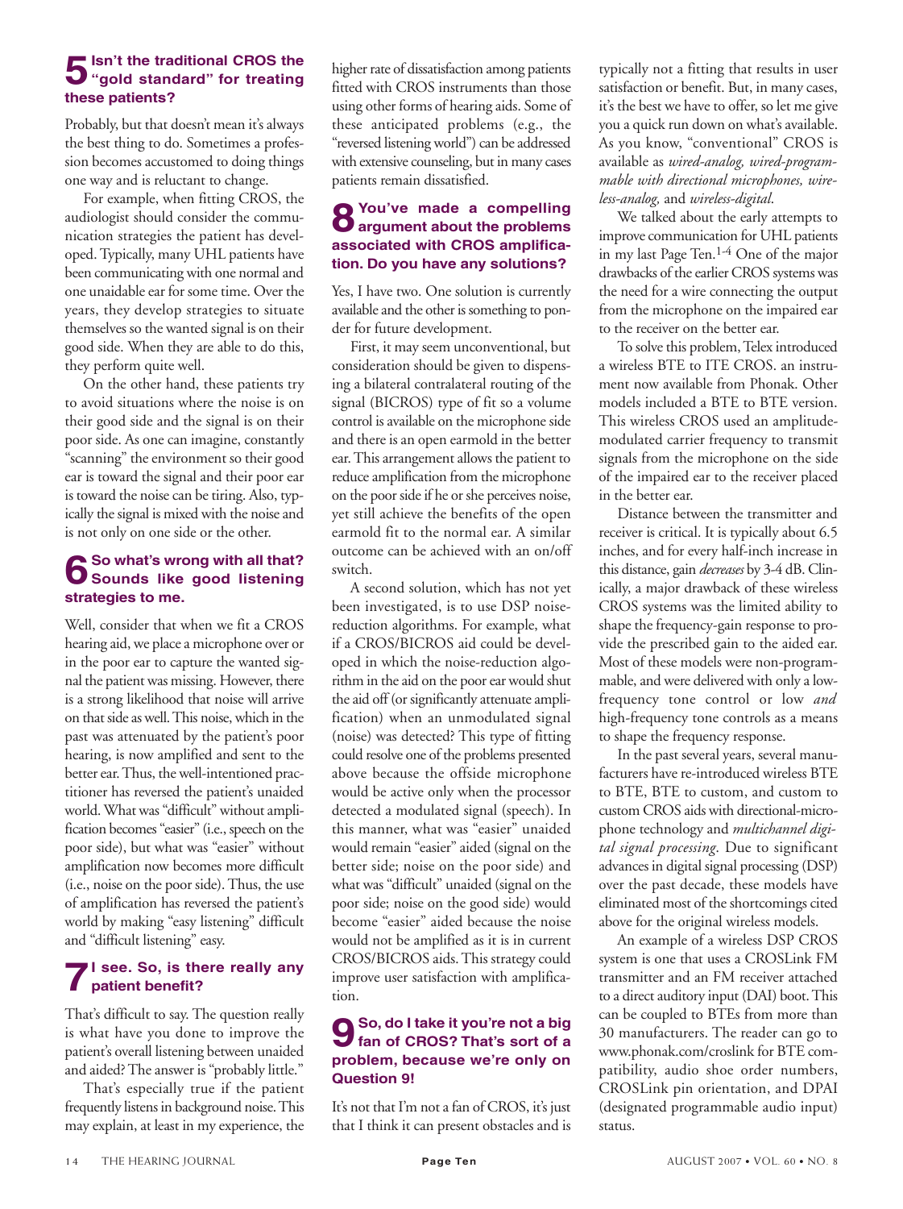## 5 Isn't the traditional CROS the "gold standard" for treating these patients?

Probably, but that doesn't mean it's always the best thing to do. Sometimes a profession becomes accustomed to doing things one way and is reluctant to change.

For example, when fitting CROS, the audiologist should consider the communication strategies the patient has developed. Typically, many UHL patients have been communicating with one normal and one unaidable ear for some time. Over the years, they develop strategies to situate themselves so the wanted signal is on their good side. When they are able to do this, they perform quite well.

On the other hand, these patients try to avoid situations where the noise is on their good side and the signal is on their poor side. As one can imagine, constantly "scanning" the environment so their good ear is toward the signal and their poor ear is toward the noise can be tiring. Also, typically the signal is mixed with the noise and is not only on one side or the other.

## 6 So what's wrong with all that? Sounds like good listening strategies to me.

Well, consider that when we fit a CROS hearing aid, we place a microphone over or in the poor ear to capture the wanted signal the patient was missing. However, there is a strong likelihood that noise will arrive on that side as well. This noise, which in the past was attenuated by the patient's poor hearing, is now amplified and sent to the better ear. Thus, the well-intentioned practitioner has reversed the patient's unaided world. What was "difficult" without amplification becomes "easier" (i.e., speech on the poor side), but what was "easier" without amplification now becomes more difficult (i.e., noise on the poor side). Thus, the use of amplification has reversed the patient's world by making "easy listening" difficult and "difficult listening" easy.

## 7 I see. So, is there really any patient benefit?

That's difficult to say. The question really is what have you done to improve the patient's overall listening between unaided and aided? The answer is "probably little."

That's especially true if the patient frequently listens in background noise. This may explain, at least in my experience, the higher rate of dissatisfaction among patients fitted with CROS instruments than those using other forms of hearing aids. Some of these anticipated problems (e.g., the "reversed listening world") can be addressed with extensive counseling, but in many cases patients remain dissatisfied.

## 8 You've made a compelling argument about the problems associated with CROS amplification. Do you have any solutions?

Yes, I have two. One solution is currently available and the other is something to ponder for future development.

First, it may seem unconventional, but consideration should be given to dispensing a bilateral contralateral routing of the signal (BICROS) type of fit so a volume control is available on the microphone side and there is an open earmold in the better ear. This arrangement allows the patient to reduce amplification from the microphone on the poor side if he or she perceives noise, yet still achieve the benefits of the open earmold fit to the normal ear. A similar outcome can be achieved with an on/off switch.

A second solution, which has not yet been investigated, is to use DSP noise-reduction algorithms. For example, what if a CROS/BICROS aid could be developed in which the noise-reduction algorithm in the aid on the poor ear would shut the aid off (or significantly attenuate amplification) when an unmodulated signal (noise) was detected? This type of fitting could resolve one of the problems presented above because the offside microphone would be active only when the processor detected a modulated signal (speech). In this manner, what was "easier" unaided would remain "easier" aided (signal on the better side; noise on the poor side) and what was "difficult" unaided (signal on the poor side; noise on the good side) would become "easier" aided because the noise would not be amplified as it is in current CROS/BICROS aids. This strategy could improve user satisfaction with amplification.

## 9 So, do I take it you're not a big fan of CROS? That's sort of a problem, because we're only on Question 9!

It's not that I'm not a fan of CROS, it's just that I think it can present obstacles and is typically not a fitting that results in user satisfaction or benefit. But, in many cases, it's the best we have to offer, so let me give you a quick run down on what's available. As you know, "conventional" CROS is available as *wired-analog, wired-programmable with directional microphones, wireless-analog,* and *wireless-digital.*

We talked about the early attempts to improve communication for UHL patients in my last Page Ten.[1-4] One of the major drawbacks of the earlier CROS systems was the need for a wire connecting the output from the microphone on the impaired ear to the receiver on the better ear.

To solve this problem, Telex introduced a wireless BTE to ITE CROS. an instrument now available from Phonak. Other models included a BTE to BTE version. This wireless CROS used an amplitude-modulated carrier frequency to transmit signals from the microphone on the side of the impaired ear to the receiver placed in the better ear.

Distance between the transmitter and receiver is critical. It is typically about 6.5 inches, and for every half-inch increase in this distance, gain *decreases* by 3-4 dB. Clinically, a major drawback of these wireless CROS systems was the limited ability to shape the frequency-gain response to provide the prescribed gain to the aided ear. Most of these models were non-programmable, and were delivered with only a low-frequency tone control or low *and* high-frequency tone controls as a means to shape the frequency response.

In the past several years, several manufacturers have re-introduced wireless BTE to BTE, BTE to custom, and custom to custom CROS aids with directional-microphone technology and *multichannel digital signal processing*. Due to significant advances in digital signal processing (DSP) over the past decade, these models have eliminated most of the shortcomings cited above for the original wireless models.

An example of a wireless DSP CROS system is one that uses a CROSLink FM transmitter and an FM receiver attached to a direct auditory input (DAI) boot. This can be coupled to BTEs from more than 30 manufacturers. The reader can go to www.phonak.com/croslink for BTE compatibility, audio shoe order numbers, CROSLink pin orientation, and DPAI (designated programmable audio input) status.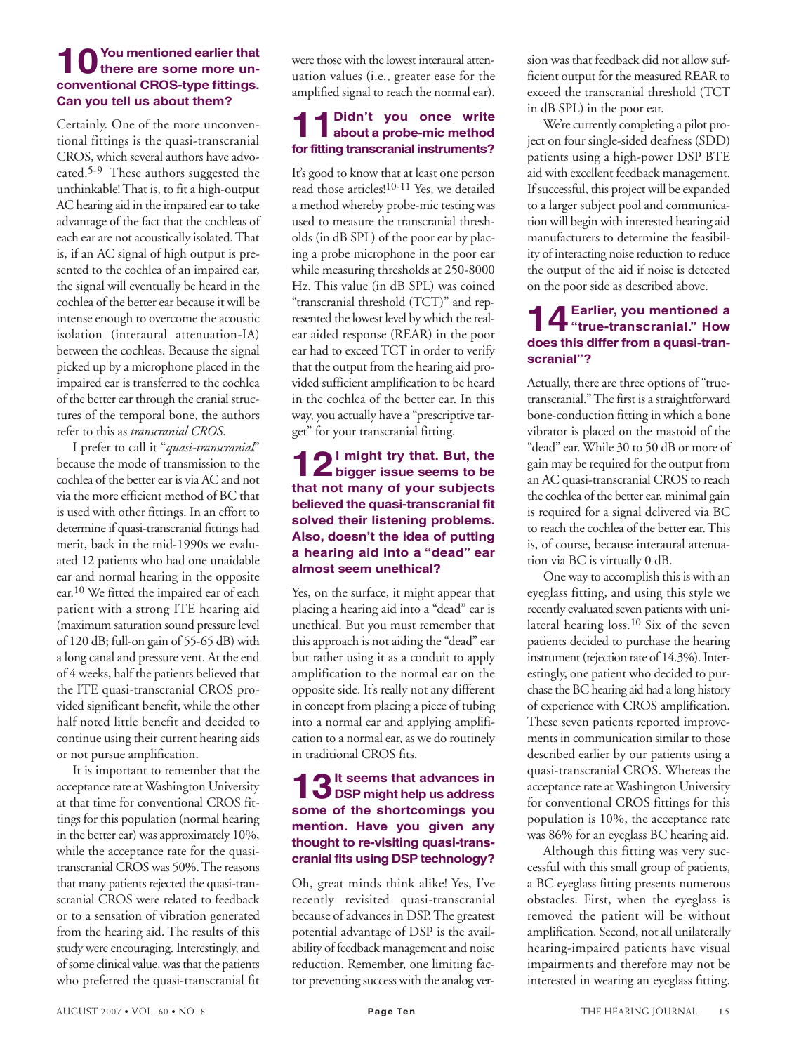## 10 You mentioned earlier that there are some more unconventional CROS-type fittings. Can you tell us about them?

Certainly. One of the more unconventional fittings is the quasi-transcranial CROS, which several authors have advocated.[5-9] These authors suggested the unthinkable! That is, to fit a high-output AC hearing aid in the impaired ear to take advantage of the fact that the cochleas of each ear are not acoustically isolated. That is, if an AC signal of high output is presented to the cochlea of an impaired ear, the signal will eventually be heard in the cochlea of the better ear because it will be intense enough to overcome the acoustic isolation (interaural attenuation-IA) between the cochleas. Because the signal picked up by a microphone placed in the impaired ear is transferred to the cochlea of the better ear through the cranial structures of the temporal bone, the authors refer to this as *transcranial CROS*.

I prefer to call it "*quasi-transcranial*" because the mode of transmission to the cochlea of the better ear is via AC and not via the more efficient method of BC that is used with other fittings. In an effort to determine if quasi-transcranial fittings had merit, back in the mid-1990s we evaluated 12 patients who had one unaidable ear and normal hearing in the opposite ear.[10] We fitted the impaired ear of each patient with a strong ITE hearing aid (maximum saturation sound pressure level of 120 dB; full-on gain of 55-65 dB) with a long canal and pressure vent. At the end of 4 weeks, half the patients believed that the ITE quasi-transcranial CROS provided significant benefit, while the other half noted little benefit and decided to continue using their current hearing aids or not pursue amplification.

It is important to remember that the acceptance rate at Washington University at that time for conventional CROS fittings for this population (normal hearing in the better ear) was approximately 10%, while the acceptance rate for the quasi-transcranial CROS was 50%. The reasons that many patients rejected the quasi-transcranial CROS were related to feedback or to a sensation of vibration generated from the hearing aid. The results of this study were encouraging. Interestingly, and of some clinical value, was that the patients who preferred the quasi-transcranial fit were those with the lowest interaural attenuation values (i.e., greater ease for the amplified signal to reach the normal ear).

## 11 Didn't you once write about a probe-mic method for fitting transcranial instruments?

It's good to know that at least one person read those articles![10-11] Yes, we detailed a method whereby probe-mic testing was used to measure the transcranial thresholds (in dB SPL) of the poor ear by placing a probe microphone in the poor ear while measuring thresholds at 250-8000 Hz. This value (in dB SPL) was coined "transcranial threshold (TCT)" and represented the lowest level by which the real-ear aided response (REAR) in the poor ear had to exceed TCT in order to verify that the output from the hearing aid provided sufficient amplification to be heard in the cochlea of the better ear. In this way, you actually have a "prescriptive target" for your transcranial fitting.

## 12 I might try that. But, the bigger issue seems to be that not many of your subjects believed the quasi-transcranial fit solved their listening problems. Also, doesn't the idea of putting a hearing aid into a "dead" ear almost seem unethical?

Yes, on the surface, it might appear that placing a hearing aid into a "dead" ear is unethical. But you must remember that this approach is not aiding the "dead" ear but rather using it as a conduit to apply amplification to the normal ear on the opposite side. It's really not any different in concept from placing a piece of tubing into a normal ear and applying amplification to a normal ear, as we do routinely in traditional CROS fits.

## 13 It seems that advances in DSP might help us address some of the shortcomings you mention. Have you given any thought to re-visiting quasi-transcranial fits using DSP technology?

Oh, great minds think alike! Yes, I've recently revisited quasi-transcranial because of advances in DSP. The greatest potential advantage of DSP is the availability of feedback management and noise reduction. Remember, one limiting factor preventing success with the analog version was that feedback did not allow sufficient output for the measured REAR to exceed the transcranial threshold (TCT in dB SPL) in the poor ear.

We're currently completing a pilot project on four single-sided deafness (SDD) patients using a high-power DSP BTE aid with excellent feedback management. If successful, this project will be expanded to a larger subject pool and communication will begin with interested hearing aid manufacturers to determine the feasibility of interacting noise reduction to reduce the output of the aid if noise is detected on the poor side as described above.

## 14 Earlier, you mentioned a "true-transcranial." How does this differ from a quasi-transcranial"?

Actually, there are three options of "true-transcranial." The first is a straightforward bone-conduction fitting in which a bone vibrator is placed on the mastoid of the "dead" ear. While 30 to 50 dB or more of gain may be required for the output from an AC quasi-transcranial CROS to reach the cochlea of the better ear, minimal gain is required for a signal delivered via BC to reach the cochlea of the better ear. This is, of course, because interaural attenuation via BC is virtually 0 dB.

One way to accomplish this is with an eyeglass fitting, and using this style we recently evaluated seven patients with unilateral hearing loss.[10] Six of the seven patients decided to purchase the hearing instrument (rejection rate of 14.3%). Interestingly, one patient who decided to purchase the BC hearing aid had a long history of experience with CROS amplification. These seven patients reported improvements in communication similar to those described earlier by our patients using a quasi-transcranial CROS. Whereas the acceptance rate at Washington University for conventional CROS fittings for this population is 10%, the acceptance rate was 86% for an eyeglass BC hearing aid.

Although this fitting was very successful with this small group of patients, a BC eyeglass fitting presents numerous obstacles. First, when the eyeglass is removed the patient will be without amplification. Second, not all unilaterally hearing-impaired patients have visual impairments and therefore may not be interested in wearing an eyeglass fitting.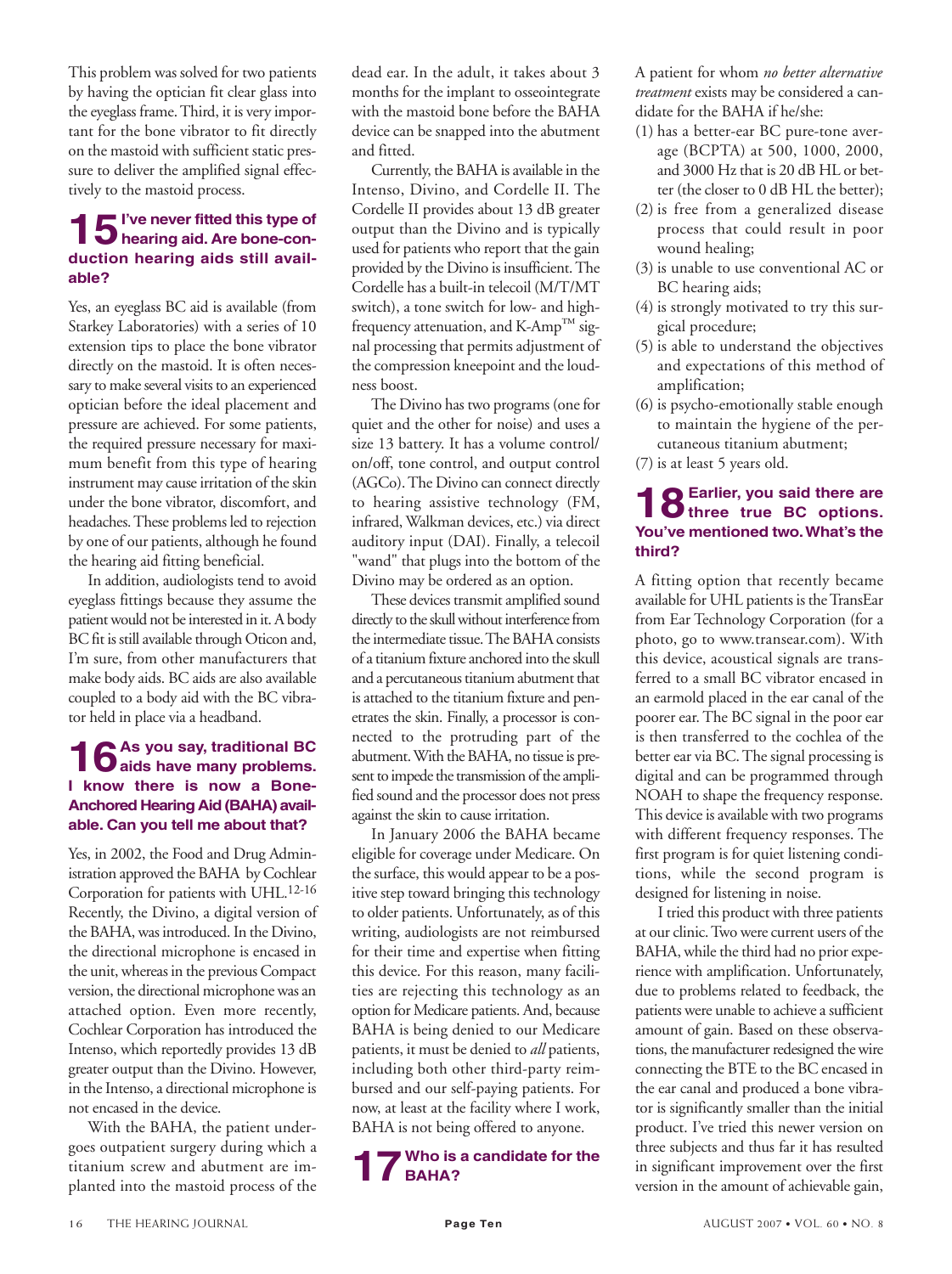This problem was solved for two patients by having the optician fit clear glass into the eyeglass frame. Third, it is very important for the bone vibrator to fit directly on the mastoid with sufficient static pressure to deliver the amplified signal effectively to the mastoid process.

## 15 I've never fitted this type of hearing aid. Are bone-conduction hearing aids still available?

Yes, an eyeglass BC aid is available (from Starkey Laboratories) with a series of 10 extension tips to place the bone vibrator directly on the mastoid. It is often necessary to make several visits to an experienced optician before the ideal placement and pressure are achieved. For some patients, the required pressure necessary for maximum benefit from this type of hearing instrument may cause irritation of the skin under the bone vibrator, discomfort, and headaches. These problems led to rejection by one of our patients, although he found the hearing aid fitting beneficial.

In addition, audiologists tend to avoid eyeglass fittings because they assume the patient would not be interested in it. A body BC fit is still available through Oticon and, I'm sure, from other manufacturers that make body aids. BC aids are also available coupled to a body aid with the BC vibrator held in place via a headband.

## 16 As you say, traditional BC aids have many problems. I know there is now a Bone-Anchored Hearing Aid (BAHA) available. Can you tell me about that?

Yes, in 2002, the Food and Drug Administration approved the BAHA by Cochlear Corporation for patients with UHL.[12-16] Recently, the Divino, a digital version of the BAHA, was introduced. In the Divino, the directional microphone is encased in the unit, whereas in the previous Compact version, the directional microphone was an attached option. Even more recently, Cochlear Corporation has introduced the Intenso, which reportedly provides 13 dB greater output than the Divino. However, in the Intenso, a directional microphone is not encased in the device.

With the BAHA, the patient undergoes outpatient surgery during which a titanium screw and abutment are implanted into the mastoid process of the dead ear. In the adult, it takes about 3 months for the implant to osseointegrate with the mastoid bone before the BAHA device can be snapped into the abutment and fitted.

Currently, the BAHA is available in the Intenso, Divino, and Cordelle II. The Cordelle II provides about 13 dB greater output than the Divino and is typically used for patients who report that the gain provided by the Divino is insufficient. The Cordelle has a built-in telecoil (M/T/MT switch), a tone switch for low- and high-frequency attenuation, and K-Amp™ signal processing that permits adjustment of the compression kneepoint and the loudness boost.

The Divino has two programs (one for quiet and the other for noise) and uses a size 13 battery. It has a volume control/on/off, tone control, and output control (AGCo). The Divino can connect directly to hearing assistive technology (FM, infrared, Walkman devices, etc.) via direct auditory input (DAI). Finally, a telecoil "wand" that plugs into the bottom of the Divino may be ordered as an option.

These devices transmit amplified sound directly to the skull without interference from the intermediate tissue. The BAHA consists of a titanium fixture anchored into the skull and a percutaneous titanium abutment that is attached to the titanium fixture and penetrates the skin. Finally, a processor is connected to the protruding part of the abutment. With the BAHA, no tissue is present to impede the transmission of the amplified sound and the processor does not press against the skin to cause irritation.

In January 2006 the BAHA became eligible for coverage under Medicare. On the surface, this would appear to be a positive step toward bringing this technology to older patients. Unfortunately, as of this writing, audiologists are not reimbursed for their time and expertise when fitting this device. For this reason, many facilities are rejecting this technology as an option for Medicare patients. And, because BAHA is being denied to our Medicare patients, it must be denied to *all* patients, including both other third-party reimbursed and our self-paying patients. For now, at least at the facility where I work, BAHA is not being offered to anyone.

## 17 Who is a candidate for the BAHA?

A patient for whom *no better alternative treatment* exists may be considered a candidate for the BAHA if he/she:

(1) has a better-ear BC pure-tone average (BCPTA) at 500, 1000, 2000, and 3000 Hz that is 20 dB HL or better (the closer to 0 dB HL the better);
(2) is free from a generalized disease process that could result in poor wound healing;
(3) is unable to use conventional AC or BC hearing aids;
(4) is strongly motivated to try this surgical procedure;
(5) is able to understand the objectives and expectations of this method of amplification;
(6) is psycho-emotionally stable enough to maintain the hygiene of the percutaneous titanium abutment;
(7) is at least 5 years old.

## 18 Earlier, you said there are three true BC options. You've mentioned two. What's the third?

A fitting option that recently became available for UHL patients is the TransEar from Ear Technology Corporation (for a photo, go to www.transear.com). With this device, acoustical signals are transferred to a small BC vibrator encased in an earmold placed in the ear canal of the poorer ear. The BC signal in the poor ear is then transferred to the cochlea of the better ear via BC. The signal processing is digital and can be programmed through NOAH to shape the frequency response. This device is available with two programs with different frequency responses. The first program is for quiet listening conditions, while the second program is designed for listening in noise.

I tried this product with three patients at our clinic. Two were current users of the BAHA, while the third had no prior experience with amplification. Unfortunately, due to problems related to feedback, the patients were unable to achieve a sufficient amount of gain. Based on these observations, the manufacturer redesigned the wire connecting the BTE to the BC encased in the ear canal and produced a bone vibrator is significantly smaller than the initial product. I've tried this newer version on three subjects and thus far it has resulted in significant improvement over the first version in the amount of achievable gain,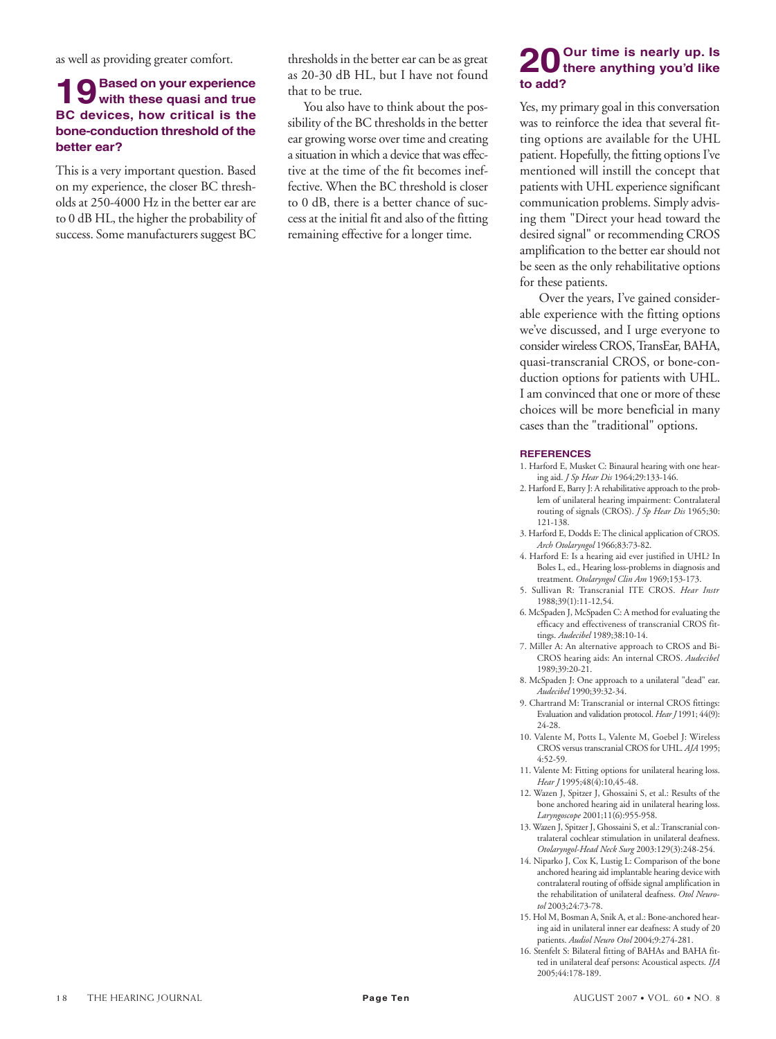as well as providing greater comfort.

## 19 Based on your experience with these quasi and true BC devices, how critical is the bone-conduction threshold of the better ear?

This is a very important question. Based on my experience, the closer BC thresholds at 250-4000 Hz in the better ear are to 0 dB HL, the higher the probability of success. Some manufacturers suggest BC thresholds in the better ear can be as great as 20-30 dB HL, but I have not found that to be true.

You also have to think about the possibility of the BC thresholds in the better ear growing worse over time and creating a situation in which a device that was effective at the time of the fit becomes ineffective. When the BC threshold is closer to 0 dB, there is a better chance of success at the initial fit and also of the fitting remaining effective for a longer time.

## 20 Our time is nearly up. Is there anything you'd like to add?

Yes, my primary goal in this conversation was to reinforce the idea that several fitting options are available for the UHL patient. Hopefully, the fitting options I've mentioned will instill the concept that patients with UHL experience significant communication problems. Simply advising them "Direct your head toward the desired signal" or recommending CROS amplification to the better ear should not be seen as the only rehabilitative options for these patients.

Over the years, I've gained considerable experience with the fitting options we've discussed, and I urge everyone to consider wireless CROS, TransEar, BAHA, quasi-transcranial CROS, or bone-conduction options for patients with UHL. I am convinced that one or more of these choices will be more beneficial in many cases than the "traditional" options.

### REFERENCES

1. Harford E, Musket C: Binaural hearing with one hearing aid. *J Sp Hear Dis* 1964;29:133-146.
2. Harford E, Barry J: A rehabilitative approach to the problem of unilateral hearing impairment: Contralateral routing of signals (CROS). *J Sp Hear Dis* 1965;30: 121-138.
3. Harford E, Dodds E: The clinical application of CROS. *Arch Otolaryngol* 1966;83:73-82.
4. Harford E: Is a hearing aid ever justified in UHL? In Boles L, ed., Hearing loss-problems in diagnosis and treatment. *Otolaryngol Clin Am* 1969;153-173.
5. Sullivan R: Transcranial ITE CROS. *Hear Instr* 1988;39(1):11-12,54.
6. McSpaden J, McSpaden C: A method for evaluating the efficacy and effectiveness of transcranial CROS fittings. *Audecibel* 1989;38:10-14.
7. Miller A: An alternative approach to CROS and Bi-CROS hearing aids: An internal CROS. *Audecibel* 1989;39:20-21.
8. McSpaden J: One approach to a unilateral "dead" ear. *Audecibel* 1990;39:32-34.
9. Chartrand M: Transcranial or internal CROS fittings: Evaluation and validation protocol. *Hear J* 1991; 44(9): 24-28.
10. Valente M, Potts L, Valente M, Goebel J: Wireless CROS versus transcranial CROS for UHL. *AJA* 1995; 4:52-59.
11. Valente M: Fitting options for unilateral hearing loss. *Hear J* 1995;48(4):10,45-48.
12. Wazen J, Spitzer J, Ghossaini S, et al.: Results of the bone anchored hearing aid in unilateral hearing loss. *Laryngoscope* 2001;11(6):955-958.
13. Wazen J, Spitzer J, Ghossaini S, et al.: Transcranial contralateral cochlear stimulation in unilateral deafness. *Otolaryngol-Head Neck Surg* 2003:129(3):248-254.
14. Niparko J, Cox K, Lustig L: Comparison of the bone anchored hearing aid implantable hearing device with contralateral routing of offside signal amplification in the rehabilitation of unilateral deafness. *Otol Neurotol* 2003;24:73-78.
15. Hol M, Bosman A, Snik A, et al.: Bone-anchored hearing aid in unilateral inner ear deafness: A study of 20 patients. *Audiol Neuro Otol* 2004;9:274-281.
16. Stenfelt S: Bilateral fitting of BAHAs and BAHA fitted in unilateral deaf persons: Acoustical aspects. *IJA* 2005;44:178-189.